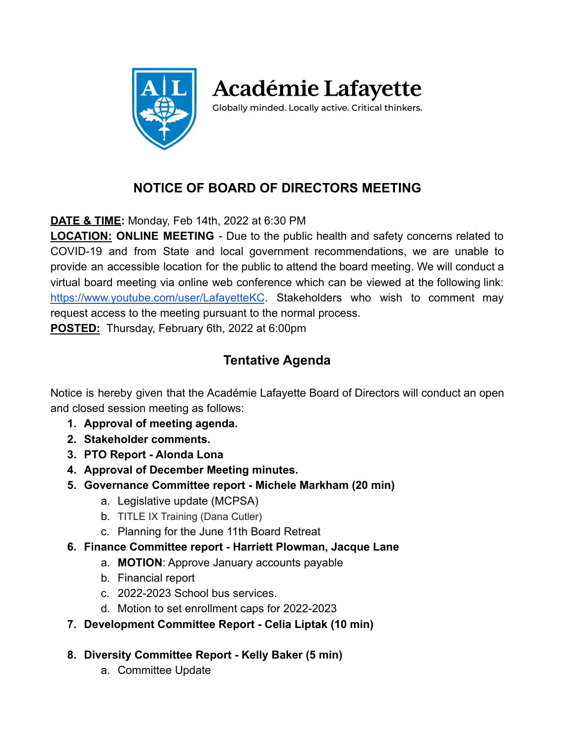Académie Lafayette

Globally minded. Locally active. Critical thinkers.

## NOTICE OF BOARD OF DIRECTORS MEETING

**DATE & TIME:** Monday, Feb 14th, 2022 at 6:30 PM

**LOCATION:** **ONLINE MEETING** - Due to the public health and safety concerns related to COVID-19 and from State and local government recommendations, we are unable to provide an accessible location for the public to attend the board meeting. We will conduct a virtual board meeting via online web conference which can be viewed at the following link: https://www.youtube.com/user/LafayetteKC. Stakeholders who wish to comment may request access to the meeting pursuant to the normal process.

**POSTED:** Thursday, February 6th, 2022 at 6:00pm

## Tentative Agenda

Notice is hereby given that the Académie Lafayette Board of Directors will conduct an open and closed session meeting as follows:

1. **Approval of meeting agenda.**
2. **Stakeholder comments.**
3. **PTO Report - Alonda Lona**
4. **Approval of December Meeting minutes.**
5. **Governance Committee report - Michele Markham (20 min)**
    a. Legislative update (MCPSA)
    b. TITLE IX Training (Dana Cutler)
    c. Planning for the June 11th Board Retreat
6. **Finance Committee report - Harriett Plowman, Jacque Lane**
    a. **MOTION**: Approve January accounts payable
    b. Financial report
    c. 2022-2023 School bus services.
    d. Motion to set enrollment caps for 2022-2023
7. **Development Committee Report - Celia Liptak (10 min)**
8. **Diversity Committee Report - Kelly Baker (5 min)**
    a. Committee Update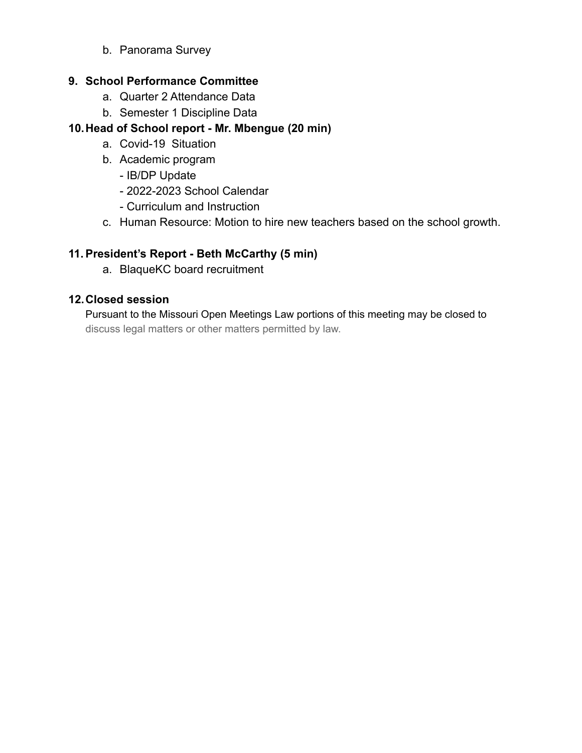b. Panorama Survey

**9. School Performance Committee**

a. Quarter 2 Attendance Data
b. Semester 1 Discipline Data

**10. Head of School report - Mr. Mbengue (20 min)**

a. Covid-19 Situation
b. Academic program
   - IB/DP Update
   - 2022-2023 School Calendar
   - Curriculum and Instruction
c. Human Resource: Motion to hire new teachers based on the school growth.

**11. President's Report - Beth McCarthy (5 min)**

a. BlaqueKC board recruitment

**12. Closed session**

Pursuant to the Missouri Open Meetings Law portions of this meeting may be closed to discuss legal matters or other matters permitted by law.